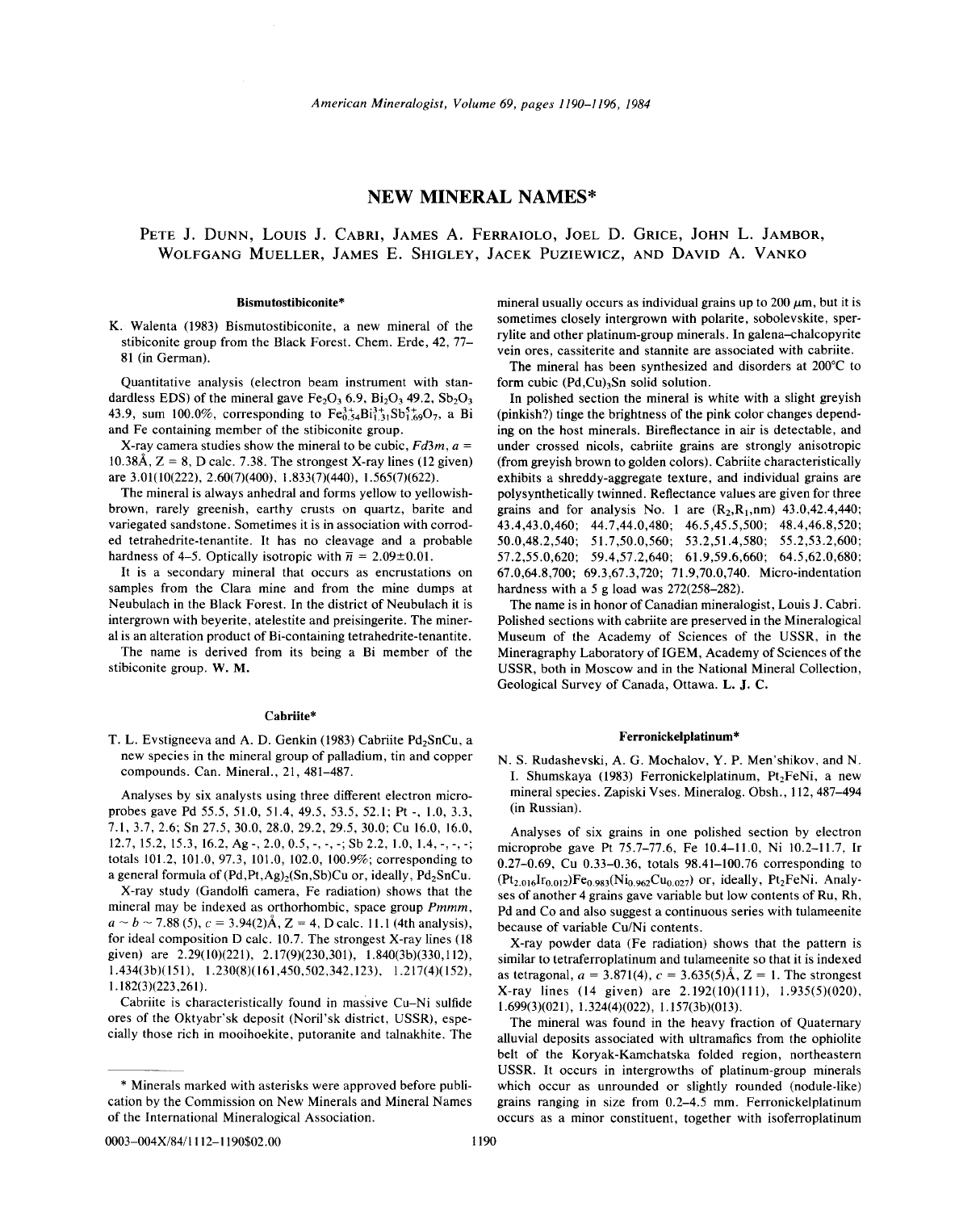# NEW MINERAL NAMES*

PETE J. DUNN, LOUIS J. CABRI, JAMES A. FERRAIOLO, JOEL D. GRICE, JOHN L. JAMBOR, WOLFGANG MUELLER, JAMES E. SHIGLEY, JACEK PUZIEWICZ, AND DAVID A. VANKO

## Bismutostibiconite*

K. Walenta (1983) Bismutostibiconite, a new mineral of the stibiconite group from the Black Forest. Chem. Erde, 42, 77–81 (in German).

Quantitative analysis (electron beam instrument with standardless EDS) of the mineral gave $Fe_2O_3$ 6.9, $Bi_2O_3$ 49.2, $Sb_2O_3$ 43.9, sum 100.0%, corresponding to $Fe^{3+}_{0.54}Bi^{3+}_{1.31}Sb^{5+}_{1.69}O_7$, a Bi and Fe containing member of the stibiconite group.

X-ray camera studies show the mineral to be cubic, *Fd3m*, $a$ = 10.38Å, Z = 8, D calc. 7.38. The strongest X-ray lines (12 given) are 3.01(10(222), 2.60(7)(400), 1.833(7)(440), 1.565(7)(622).

The mineral is always anhedral and forms yellow to yellowish-brown, rarely greenish, earthy crusts on quartz, barite and variegated sandstone. Sometimes it is in association with corroded tetrahedrite-tenantite. It has no cleavage and a probable hardness of 4–5. Optically isotropic with $\bar{n}$ = 2.09±0.01.

It is a secondary mineral that occurs as encrustations on samples from the Clara mine and from the mine dumps at Neubulach in the Black Forest. In the district of Neubulach it is intergrown with beyerite, atelestite and preisingerite. The mineral is an alteration product of Bi-containing tetrahedrite-tenantite.

The name is derived from its being a Bi member of the stibiconite group. **W. M.**

## Cabriite*

T. L. Evstigneeva and A. D. Genkin (1983) Cabriite $Pd_2SnCu$, a new species in the mineral group of palladium, tin and copper compounds. Can. Mineral., 21, 481–487.

Analyses by six analysts using three different electron microprobes gave Pd 55.5, 51.0, 51.4, 49.5, 53.5, 52.1; Pt -, 1.0, 3.3, 7.1, 3.7, 2.6; Sn 27.5, 30.0, 28.0, 29.2, 29.5, 30.0; Cu 16.0, 16.0, 12.7, 15.2, 15.3, 16.2, Ag -, 2.0, 0.5, -, -, -; Sb 2.2, 1.0, 1.4, -, -, -; totals 101.2, 101.0, 97.3, 101.0, 102.0, 100.9%; corresponding to a general formula of $(Pd,Pt,Ag)_2(Sn,Sb)Cu$ or, ideally, $Pd_2SnCu$.

X-ray study (Gandolfi camera, Fe radiation) shows that the mineral may be indexed as orthorhombic, space group *Pmmm*, $a \sim b \sim$ 7.88 (5), $c$ = 3.94(2)Å, Z = 4, D calc. 11.1 (4th analysis), for ideal composition D calc. 10.7. The strongest X-ray lines (18 given) are 2.29(10)(221), 2.17(9)(230,301), 1.840(3b)(330,112), 1.434(3b)(151), 1.230(8)(161,450,502,342,123), 1.217(4)(152), 1.182(3)(223,261).

Cabriite is characteristically found in massive Cu–Ni sulfide ores of the Oktyabr'sk deposit (Noril'sk district, USSR), especially those rich in mooihoekite, putoranite and talnakhite. The mineral usually occurs as individual grains up to 200 μm, but it is sometimes closely intergrown with polarite, sobolevskite, sperrylite and other platinum-group minerals. In galena–chalcopyrite vein ores, cassiterite and stannite are associated with cabriite.

The mineral has been synthesized and disorders at 200°C to form cubic $(Pd,Cu)_3Sn$ solid solution.

In polished section the mineral is white with a slight greyish (pinkish?) tinge the brightness of the pink color changes depending on the host minerals. Bireflectance in air is detectable, and under crossed nicols, cabriite grains are strongly anisotropic (from greyish brown to golden colors). Cabriite characteristically exhibits a shreddy-aggregate texture, and individual grains are polysynthetically twinned. Reflectance values are given for three grains and for analysis No. 1 are ($R_2$,$R_1$,nm) 43.0,42.4,440; 43.4,43.0,460; 44.7,44.0,480; 46.5,45.5,500; 48.4,46.8,520; 50.0,48.2,540; 51.7,50.0,560; 53.2,51.4,580; 55.2,53.2,600; 57.2,55.0,620; 59.4,57.2,640; 61.9,59.6,660; 64.5,62.0,680; 67.0,64.8,700; 69.3,67.3,720; 71.9,70.0,740. Micro-indentation hardness with a 5 g load was 272(258–282).

The name is in honor of Canadian mineralogist, Louis J. Cabri. Polished sections with cabriite are preserved in the Mineralogical Museum of the Academy of Sciences of the USSR, in the Mineragraphy Laboratory of IGEM, Academy of Sciences of the USSR, both in Moscow and in the National Mineral Collection, Geological Survey of Canada, Ottawa. **L. J. C.**

## Ferronickelplatinum*

N. S. Rudashevski, A. G. Mochalov, Y. P. Men'shikov, and N. I. Shumskaya (1983) Ferronickelplatinum, $Pt_2FeNi$, a new mineral species. Zapiski Vses. Mineralog. Obsh., 112, 487–494 (in Russian).

Analyses of six grains in one polished section by electron microprobe gave Pt 75.7–77.6, Fe 10.4–11.0, Ni 10.2–11.7, Ir 0.27–0.69, Cu 0.33–0.36, totals 98.41–100.76 corresponding to $(Pt_{2.016}Ir_{0.012})Fe_{0.983}(Ni_{0.962}Cu_{0.027})$ or, ideally, $Pt_2FeNi$. Analyses of another 4 grains gave variable but low contents of Ru, Rh, Pd and Co and also suggest a continuous series with tulameenite because of variable Cu/Ni contents.

X-ray powder data (Fe radiation) shows that the pattern is similar to tetraferroplatinum and tulameenite so that it is indexed as tetragonal, $a$ = 3.871(4), $c$ = 3.635(5)Å, Z = 1. The strongest X-ray lines (14 given) are 2.192(10)(111), 1.935(5)(020), 1.699(3)(021), 1.324(4)(022), 1.157(3b)(013).

The mineral was found in the heavy fraction of Quaternary alluvial deposits associated with ultramafics from the ophiolite belt of the Koryak-Kamchatska folded region, northeastern USSR. It occurs in intergrowths of platinum-group minerals which occur as unrounded or slightly rounded (nodule-like) grains ranging in size from 0.2–4.5 mm. Ferronickelplatinum occurs as a minor constituent, together with isoferroplatinum

\* Minerals marked with asterisks were approved before publication by the Commission on New Minerals and Mineral Names of the International Mineralogical Association.

0003–004X/84/1112–1190$02.00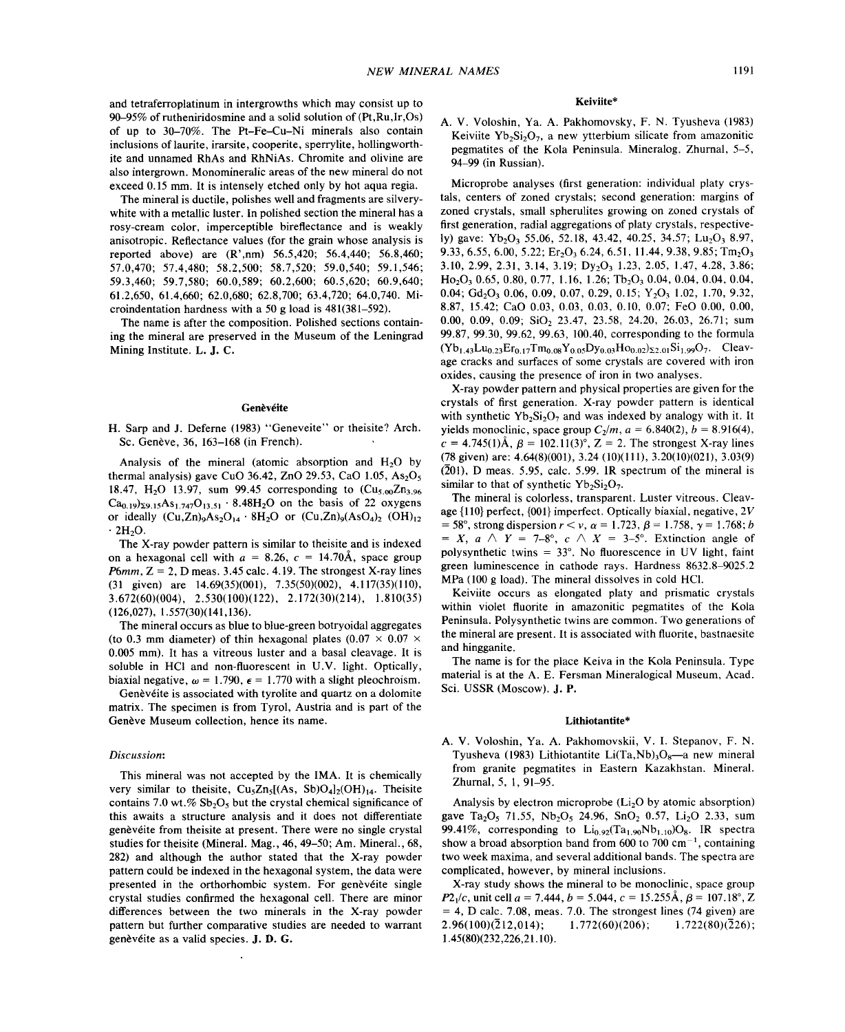and tetraferroplatinum in intergrowths which may consist up to 90–95% of rutheniridosmine and a solid solution of (Pt,Ru,Ir,Os) of up to 30–70%. The Pt-Fe-Cu-Ni minerals also contain inclusions of laurite, irarsite, cooperite, sperrylite, hollingworthite and unnamed RhAs and RhNiAs. Chromite and olivine are also intergrown. Monomineralic areas of the new mineral do not exceed 0.15 mm. It is intensely etched only by hot aqua regia.

The mineral is ductile, polishes well and fragments are silvery-white with a metallic luster. In polished section the mineral has a rosy-cream color, imperceptible bireflectance and is weakly anisotropic. Reflectance values (for the grain whose analysis is reported above) are (R',nm) 56.5,420; 56.4,440; 56.8,460; 57.0,470; 57.4,480; 58.2,500; 58.7,520; 59.0,540; 59.1,546; 59.3,460; 59.7,580; 60.0,589; 60.2,600; 60.5,620; 60.9,640; 61.2,650, 61.4,660; 62.0,680; 62.8,700; 63.4,720; 64.0,740. Microindentation hardness with a 50 g load is 481(381–592).

The name is after the composition. Polished sections containing the mineral are preserved in the Museum of the Leningrad Mining Institute. **L. J. C.**

## Genèvéite

H. Sarp and J. Deferne (1983) "Geneveite" or theisite? Arch. Sc. Genève, 36, 163–168 (in French).

Analysis of the mineral (atomic absorption and $H_2O$ by thermal analysis) gave CuO 36.42, ZnO 29.53, CaO 1.05, $As_2O_5$ 18.47, $H_2O$ 13.97, sum 99.45 corresponding to $(Cu_{5.00}Zn_{3.96}Ca_{0.19})_{\Sigma 9.15}As_{1.747}O_{13.51} \cdot 8.48H_2O$ on the basis of 22 oxygens or ideally $(Cu,Zn)_9As_2O_{14} \cdot 8H_2O$ or $(Cu,Zn)_9(AsO_4)_2(OH)_{12} \cdot 2H_2O$.

The X-ray powder pattern is similar to theisite and is indexed on a hexagonal cell with $a$ = 8.26, $c$ = 14.70Å, space group $P6mm$, Z = 2, D meas. 3.45 calc. 4.19. The strongest X-ray lines (31 given) are 14.69(35)(001), 7.35(50)(002), 4.117(35)(110), 3.672(60)(004), 2.530(100)(122), 2.172(30)(214), 1.810(35) (126,027), 1.557(30)(141,136).

The mineral occurs as blue to blue-green botryoidal aggregates (to 0.3 mm diameter) of thin hexagonal plates (0.07 × 0.07 × 0.005 mm). It has a vitreous luster and a basal cleavage. It is soluble in HCl and non-fluorescent in U.V. light. Optically, biaxial negative, $\omega$ = 1.790, $\epsilon$ = 1.770 with a slight pleochroism.

Genèvéite is associated with tyrolite and quartz on a dolomite matrix. The specimen is from Tyrol, Austria and is part of the Genève Museum collection, hence its name.

*Discussion*:

This mineral was not accepted by the IMA. It is chemically very similar to theisite, $Cu_5Zn_5[(As,Sb)O_4]_2(OH)_{14}$. Theisite contains 7.0 wt.% $Sb_2O_5$ but the crystal chemical significance of this awaits a structure analysis and it does not differentiate genèvéite from theisite at present. There were no single crystal studies for theisite (Mineral. Mag., 46, 49–50; Am. Mineral., 68, 282) and although the author stated that the X-ray powder pattern could be indexed in the hexagonal system, the data were presented in the orthorhombic system. For genèvéite single crystal studies confirmed the hexagonal cell. There are minor differences between the two minerals in the X-ray powder pattern but further comparative studies are needed to warrant genèvéite as a valid species. **J. D. G.**

## Keiviite*

A. V. Voloshin, Ya. A. Pakhomovsky, F. N. Tyusheva (1983) Keiviite $Yb_2Si_2O_7$, a new ytterbium silicate from amazonitic pegmatites of the Kola Peninsula. Mineralog. Zhurnal, 5–5, 94–99 (in Russian).

Microprobe analyses (first generation: individual platy crystals, centers of zoned crystals; second generation: margins of zoned crystals, small spherulites growing on zoned crystals of first generation, radial aggregations of platy crystals, respectively) gave: $Yb_2O_3$ 55.06, 52.18, 43.42, 40.25, 34.57; $Lu_2O_3$ 8.97, 9.33, 6.55, 6.00, 5.22; $Er_2O_3$ 6.24, 6.51, 11.44, 9.38, 9.85; $Tm_2O_3$ 3.10, 2.99, 2.31, 3.14, 3.19; $Dy_2O_3$ 1.23, 2.05, 1.47, 4.28, 3.86; $Ho_2O_3$ 0.65, 0.80, 0.77, 1.16, 1.26; $Tb_2O_3$ 0.04, 0.04, 0.04, 0.04, 0.04; $Gd_2O_3$ 0.06, 0.09, 0.07, 0.29, 0.15; $Y_2O_3$ 1.02, 1.70, 9.32, 8.87, 15.42; CaO 0.03, 0.03, 0.03, 0.10, 0.07; FeO 0.00, 0.00, 0.00, 0.09, 0.09; $SiO_2$ 23.47, 23.58, 24.20, 26.03, 26.71; sum 99.87, 99.30, 99.62, 99.63, 100.40, corresponding to the formula $(Yb_{1.43}Lu_{0.23}Er_{0.17}Tm_{0.08}Y_{0.05}Dy_{0.03}Ho_{0.02})_{\Sigma 2.01}Si_{1.99}O_7$. Cleavage cracks and surfaces of some crystals are covered with iron oxides, causing the presence of iron in two analyses.

X-ray powder pattern and physical properties are given for the crystals of first generation. X-ray powder pattern is identical with synthetic $Yb_2Si_2O_7$ and was indexed by analogy with it. It yields monoclinic, space group $C_2/m$, $a$ = 6.840(2), $b$ = 8.916(4), $c$ = 4.745(1)Å, $\beta$ = 102.11(3)°, Z = 2. The strongest X-ray lines (78 given) are: 4.64(8)(001), 3.24 (10)(111), 3.20(10)(021), 3.03(9) ($\bar{2}$01), D meas. 5.95, calc. 5.99. IR spectrum of the mineral is similar to that of synthetic $Yb_2Si_2O_7$.

The mineral is colorless, transparent. Luster vitreous. Cleavage {110} perfect, {001} imperfect. Optically biaxial, negative, 2V = 58°, strong dispersion $r < v$, $\alpha$ = 1.723, $\beta$ = 1.758, $\gamma$ = 1.768; $b$ = X, $a \wedge Y$ = 7–8°, $c \wedge X$ = 3–5°. Extinction angle of polysynthetic twins = 33°. No fluorescence in UV light, faint green luminescence in cathode rays. Hardness 8632.8–9025.2 MPa (100 g load). The mineral dissolves in cold HCl.

Keiviite occurs as elongated platy and prismatic crystals within violet fluorite in amazonitic pegmatites of the Kola Peninsula. Polysynthetic twins are common. Two generations of the mineral are present. It is associated with fluorite, bastnaesite and hingganite.

The name is for the place Keiva in the Kola Peninsula. Type material is at the A. E. Fersman Mineralogical Museum, Acad. Sci. USSR (Moscow). **J. P.**

## Lithiotantite*

A. V. Voloshin, Ya. A. Pakhomovskii, V. I. Stepanov, F. N. Tyusheva (1983) Lithiotantite $Li(Ta,Nb)_3O_8$—a new mineral from granite pegmatites in Eastern Kazakhstan. Mineral. Zhurnal, 5, 1, 91–95.

Analysis by electron microprobe ($Li_2O$ by atomic absorption) gave $Ta_2O_5$ 71.55, $Nb_2O_5$ 24.96, $SnO_2$ 0.57, $Li_2O$ 2.33, sum 99.41%, corresponding to $Li_{0.92}(Ta_{1.90}Nb_{1.10})O_8$. IR spectra show a broad absorption band from 600 to 700 cm$^{-1}$, containing two week maxima, and several additional bands. The spectra are complicated, however, by mineral inclusions.

X-ray study shows the mineral to be monoclinic, space group $P2_1/c$, unit cell $a$ = 7.444, $b$ = 5.044, $c$ = 15.255Å, $\beta$ = 107.18°, Z = 4, D calc. 7.08, meas. 7.0. The strongest lines (74 given) are 2.96(100)($\bar{2}$12,014); 1.772(60)(206); 1.722(80)($\bar{2}$26); 1.45(80)(232,226,21.10).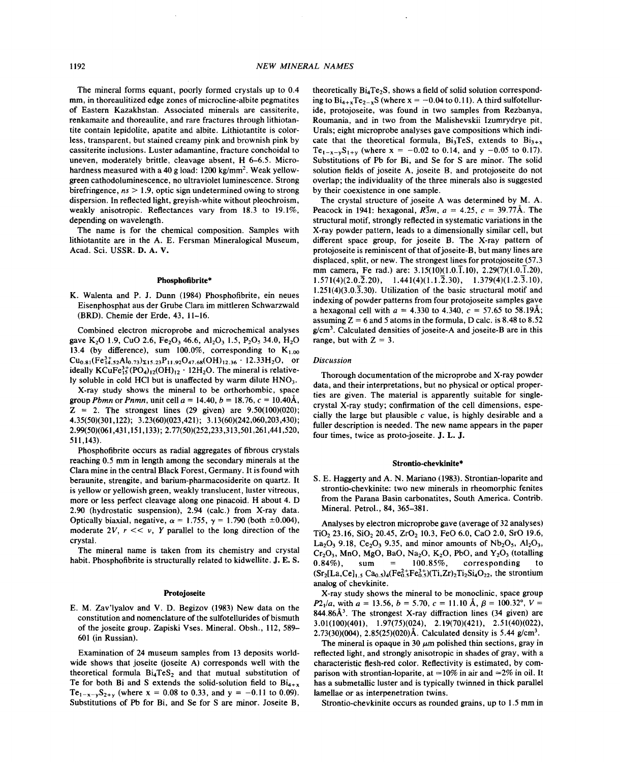The mineral forms equant, poorly formed crystals up to 0.4 mm, in thoreaulitized edge zones of microcline-albite pegmatites of Eastern Kazakhstan. Associated minerals are cassiterite, renkamaite and thoreaulite, and rare fractures through lithiotantite contain lepidolite, apatite and albite. Lithiotantite is colorless, transparent, but stained creamy pink and brownish pink by cassiterite inclusions. Luster adamantine, fracture conchoidal to uneven, moderately brittle, cleavage absent, H 6–6.5. Microhardness measured with a 40 g load: 1200 kg/mm$^2$. Weak yellow-green cathodoluminescence, no ultraviolet luminescence. Strong birefringence, $ns > 1.9$, optic sign undetermined owing to strong dispersion. In reflected light, greyish-white without pleochroism, weakly anisotropic. Reflectances vary from 18.3 to 19.1%, depending on wavelength.

The name is for the chemical composition. Samples with lithiotantite are in the A. E. Fersman Mineralogical Museum, Acad. Sci. USSR. **D. A. V.**

### Phosphofibrite*

K. Walenta and P. J. Dunn (1984) Phosphofibrite, ein neues Eisenphosphat aus der Grube Clara im mittleren Schwarzwald (BRD). Chemie der Erde, 43, 11–16.

Combined electron microprobe and microchemical analyses gave $K_2O$ 1.9, CuO 2.6, $Fe_2O_3$ 46.6, $Al_2O_3$ 1.5, $P_2O_5$ 34.0, $H_2O$ 13.4 (by difference), sum 100.0%, corresponding to $K_{1.00}Cu_{0.81}(Fe^{3+}_{14.52}Al_{0.73})_{\Sigma 15.23}P_{11.92}O_{47.68}(OH)_{12.36} \cdot 12.33H_2O$, or ideally $KCuFe^{3+}_{15}(PO_4)_{12}(OH)_{12} \cdot 12H_2O$. The mineral is relatively soluble in cold HCl but is unaffected by warm dilute $HNO_3$.

X-ray study shows the mineral to be orthorhombic, space group *Pbmn* or *Pnmn*, unit cell $a$ = 14.40, $b$ = 18.76, $c$ = 10.40Å, Z = 2. The strongest lines (29 given) are 9.50(100)(020); 4.35(50)(301,122); 3.23(60)(023,421); 3.13(60)(242,060,203,430); 2.99(50)(061,431,151,133); 2.77(50)(252,233,313,501,261,441,520, 511,143).

Phosphofibrite occurs as radial aggregates of fibrous crystals reaching 0.5 mm in length among the secondary minerals at the Clara mine in the central Black Forest, Germany. It is found with beraunite, strengite, and barium-pharmacosiderite on quartz. It is yellow or yellowish green, weakly translucent, luster vitreous, more or less perfect cleavage along one pinacoid. H about 4. D 2.90 (hydrostatic suspension), 2.94 (calc.) from X-ray data. Optically biaxial, negative, $\alpha$ = 1.755, $\gamma$ = 1.790 (both ±0.004), moderate 2$V$, $r << v$, $Y$ parallel to the long direction of the crystal.

The mineral name is taken from its chemistry and crystal habit. Phosphofibrite is structurally related to kidwellite. **J. E. S.**

### Protojoseite

E. M. Zav'lyalov and V. D. Begizov (1983) New data on the constitution and nomenclature of the sulfotellurides of bismuth of the joseite group. Zapiski Vses. Mineral. Obsh., 112, 589–601 (in Russian).

Examination of 24 museum samples from 13 deposits worldwide shows that joseite (joseite A) corresponds well with the theoretical formula $Bi_4TeS_2$ and that mutual substitution of Te for both Bi and S extends the solid-solution field to $Bi_{4+x}Te_{1-x-y}S_{2+y}$ (where x = 0.08 to 0.33, and y = −0.11 to 0.09). Substitutions of Pb for Bi, and Se for S are minor. Joseite B, theoretically $Bi_4Te_2S$, shows a field of solid solution corresponding to $Bi_{4+x}Te_{2-x}S$ (where x = −0.04 to 0.11). A third sulfotelluride, protojoseite, was found in two samples from Rezbanya, Roumania, and in two from the Malishevskii Izumrydrye pit, Urals; eight microprobe analyses gave compositions which indicate that the theoretical formula, $Bi_3TeS$, extends to $Bi_{3+x}Te_{1-x-y}S_{1+y}$ (where x = −0.02 to 0.14, and y −0.05 to 0.17). Substitutions of Pb for Bi, and Se for S are minor. The solid solution fields of joseite A, joseite B, and protojoseite do not overlap; the individuality of the three minerals also is suggested by their coexistence in one sample.

The crystal structure of joseite A was determined by M. A. Peacock in 1941: hexagonal, $R\bar{3}m$, $a$ = 4.25, $c$ = 39.77Å. The structural motif, strongly reflected in systematic variations in the X-ray powder pattern, leads to a dimensionally similar cell, but different space group, for joseite B. The X-ray pattern of protojoseite is reminiscent of that of joseite-B, but many lines are displaced, split, or new. The strongest lines for protojoseite (57.3 mm camera, Fe rad.) are: 3.15(10)(1.0.$\bar{1}$.10), 2.29(7)(1.0.$\bar{1}$.20), 1.571(4)(2.0.$\bar{2}$.20), 1.441(4)(1.1.$\bar{2}$.30), 1.379(4)(1.2.$\bar{3}$.10), 1.251(4)(3.0.$\bar{3}$.30). Utilization of the basic structural motif and indexing of powder patterns from four protojoseite samples gave a hexagonal cell with $a$ = 4.330 to 4.340, $c$ = 57.65 to 58.19Å; assuming Z = 6 and 5 atoms in the formula, D calc. is 8.48 to 8.52 g/cm$^3$. Calculated densities of joseite-A and joseite-B are in this range, but with Z = 3.

#### *Discussion*

Thorough documentation of the microprobe and X-ray powder data, and their interpretations, but no physical or optical properties are given. The material is apparently suitable for single-crystal X-ray study; confirmation of the cell dimensions, especially the large but plausible $c$ value, is highly desirable and a fuller description is needed. The new name appears in the paper four times, twice as proto-joseite. **J. L. J.**

### Strontio-chevkinite*

S. E. Haggerty and A. N. Mariano (1983). Strontian-loparite and strontio-chevkinite: two new minerals in rheomorphic fenites from the Parana Basin carbonatites, South America. Contrib. Mineral. Petrol., 84, 365–381.

Analyses by electron microprobe gave (average of 32 analyses) $TiO_2$ 23.16, $SiO_2$ 20.45, $ZrO_2$ 10.3, FeO 6.0, CaO 2.0, SrO 19.6, $La_2O_3$ 9.18, $Ce_2O_3$ 9.35, and minor amounts of $Nb_2O_5$, $Al_2O_3$, $Cr_2O_3$, MnO, MgO, BaO, $Na_2O$, $K_2O$, PbO, and $Y_2O_3$ (totalling 0.84%), sum = 100.85%, corresponding to $(Sr_2[La,Ce]_{1.5}\ Ca_{0.5})_4(Fe^{2+}_{0.5}Fe^{3+}_{0.5})(Ti,Zr)_2Ti_2Si_4O_{22}$, the strontium analog of chevkinite.

X-ray study shows the mineral to be monoclinic, space group $P2_1/a$, with $a$ = 13.56, $b$ = 5.70, $c$ = 11.10 Å, $\beta$ = 100.32°, V = 844.86Å$^3$. The strongest X-ray diffraction lines (34 given) are 3.01(100)(401), 1.97(75)(024), 2.19(70)(421), 2.51(40)(022), 2.73(30)(004), 2.85(25)(020)Å. Calculated density is 5.44 g/cm$^3$.

The mineral is opaque in 30 $\mu$m polished thin sections, gray in reflected light, and strongly anisotropic in shades of gray, with a characteristic flesh-red color. Reflectivity is estimated, by comparison with strontian-loparite, at ≈10% in air and ≈2% in oil. It has a submetallic luster and is typically twinned in thick parallel lamellae or as interpenetration twins.

Strontio-chevkinite occurs as rounded grains, up to 1.5 mm in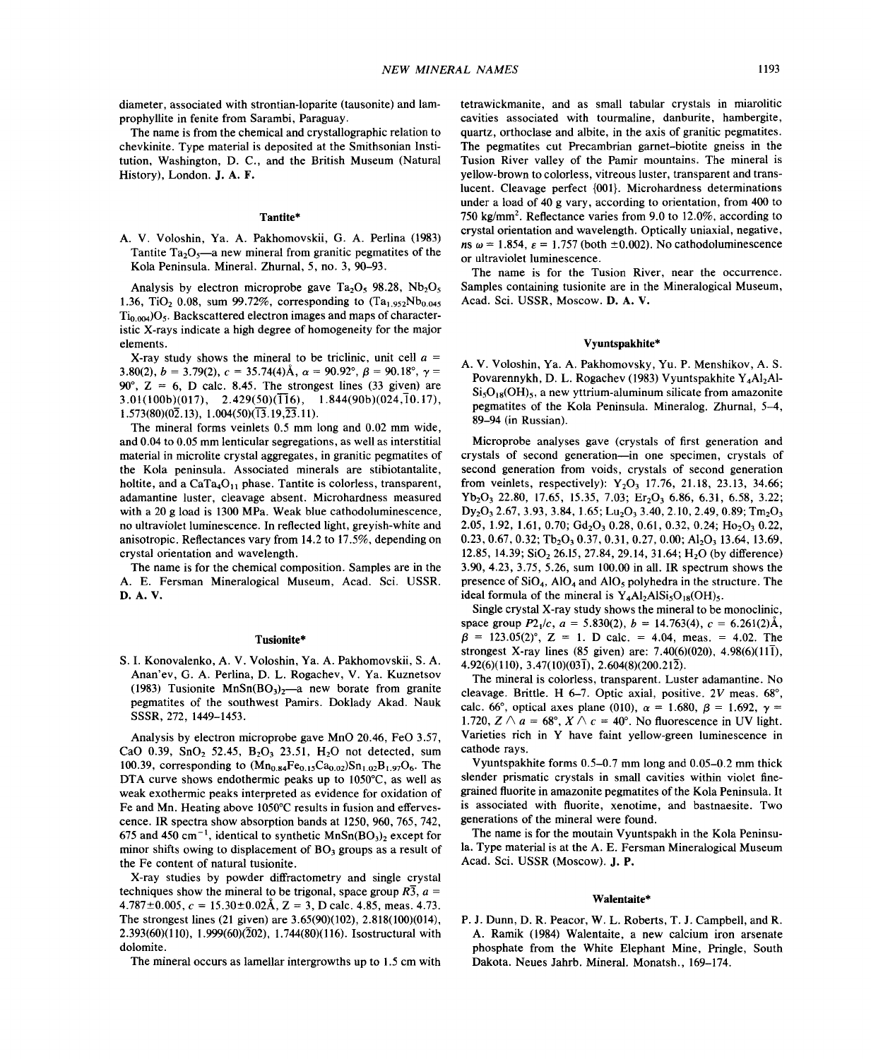diameter, associated with strontian-loparite (tausonite) and lamprophyllite in fenite from Sarambi, Paraguay.

The name is from the chemical and crystallographic relation to chevkinite. Type material is deposited at the Smithsonian Institution, Washington, D. C., and the British Museum (Natural History), London. **J. A. F.**

### Tantite*

A. V. Voloshin, Ya. A. Pakhomovskii, G. A. Perlina (1983) Tantite $Ta_2O_5$—a new mineral from granitic pegmatites of the Kola Peninsula. Mineral. Zhurnal, 5, no. 3, 90–93.

Analysis by electron microprobe gave $Ta_2O_5$ 98.28, $Nb_2O_5$ 1.36, $TiO_2$ 0.08, sum 99.72%, corresponding to $(Ta_{1.952}Nb_{0.045}Ti_{0.004})O_5$. Backscattered electron images and maps of characteristic X-rays indicate a high degree of homogeneity for the major elements.

X-ray study shows the mineral to be triclinic, unit cell $a$ = 3.80(2), $b$ = 3.79(2), $c$ = 35.74(4)Å, $\alpha$ = 90.92°, $\beta$ = 90.18°, $\gamma$ = 90°, Z = 6, D calc. 8.45. The strongest lines (33 given) are 3.01(100b)(017), 2.429(50)($\bar{1}\bar{1}6$), 1.844(90b)(024,$\bar{1}$0.17), 1.573(80)(0$\bar{2}$.13), 1.004(50)($\bar{1}\bar{3}$.19,$\bar{2}\bar{3}$.11).

The mineral forms veinlets 0.5 mm long and 0.02 mm wide, and 0.04 to 0.05 mm lenticular segregations, as well as interstitial material in microlite crystal aggregates, in granitic pegmatites of the Kola peninsula. Associated minerals are stibiotantalite, holtite, and a $CaTa_4O_{11}$ phase. Tantite is colorless, transparent, adamantine luster, cleavage absent. Microhardness measured with a 20 g load is 1300 MPa. Weak blue cathodoluminescence, no ultraviolet luminescence. In reflected light, greyish-white and anisotropic. Reflectances vary from 14.2 to 17.5%, depending on crystal orientation and wavelength.

The name is for the chemical composition. Samples are in the A. E. Fersman Mineralogical Museum, Acad. Sci. USSR. **D. A. V.**

### Tusionite*

S. I. Konovalenko, A. V. Voloshin, Ya. A. Pakhomovskii, S. A. Anan'ev, G. A. Perlina, D. L. Rogachev, V. Ya. Kuznetsov (1983) Tusionite $MnSn(BO_3)_2$—a new borate from granite pegmatites of the southwest Pamirs. Doklady Akad. Nauk SSSR, 272, 1449–1453.

Analysis by electron microprobe gave MnO 20.46, FeO 3.57, CaO 0.39, $SnO_2$ 52.45, $B_2O_3$ 23.51, $H_2O$ not detected, sum 100.39, corresponding to $(Mn_{0.84}Fe_{0.15}Ca_{0.02})Sn_{1.02}B_{1.97}O_6$. The DTA curve shows endothermic peaks up to 1050°C, as well as weak exothermic peaks interpreted as evidence for oxidation of Fe and Mn. Heating above 1050°C results in fusion and effervescence. IR spectra show absorption bands at 1250, 960, 765, 742, 675 and 450 $cm^{-1}$, identical to synthetic $MnSn(BO_3)_2$ except for minor shifts owing to displacement of $BO_3$ groups as a result of the Fe content of natural tusionite.

X-ray studies by powder diffractometry and single crystal techniques show the mineral to be trigonal, space group $R\bar{3}$, $a$ = 4.787±0.005, $c$ = 15.30±0.02Å, Z = 3, D calc. 4.85, meas. 4.73. The strongest lines (21 given) are 3.65(90)(102), 2.818(100)(014), 2.393(60)(110), 1.999(60)($\bar{2}$02), 1.744(80)(116). Isostructural with dolomite.

The mineral occurs as lamellar intergrowths up to 1.5 cm with tetrawickmanite, and as small tabular crystals in miarolitic cavities associated with tourmaline, danburite, hambergite, quartz, orthoclase and albite, in the axis of granitic pegmatites. The pegmatites cut Precambrian garnet-biotite gneiss in the Tusion River valley of the Pamir mountains. The mineral is yellow-brown to colorless, vitreous luster, transparent and translucent. Cleavage perfect {001}. Microhardness determinations under a load of 40 g vary, according to orientation, from 400 to 750 kg/mm². Reflectance varies from 9.0 to 12.0%, according to crystal orientation and wavelength. Optically uniaxial, negative, ns $\omega$ = 1.854, $\epsilon$ = 1.757 (both ±0.002). No cathodoluminescence or ultraviolet luminescence.

The name is for the Tusion River, near the occurrence. Samples containing tusionite are in the Mineralogical Museum, Acad. Sci. USSR, Moscow. **D. A. V.**

### Vyuntspakhite*

A. V. Voloshin, Ya. A. Pakhomovsky, Yu. P. Menshikov, A. S. Povarennykh, D. L. Rogachev (1983) Vyuntspakhite $Y_4Al_2AlSi_5O_{18}(OH)_5$, a new yttrium-aluminum silicate from amazonite pegmatites of the Kola Peninsula. Mineralog. Zhurnal, 5–4, 89–94 (in Russian).

Microprobe analyses gave (crystals of first generation and crystals of second generation—in one specimen, crystals of second generation from voids, crystals of second generation from veinlets, respectively): $Y_2O_3$ 17.76, 21.18, 23.13, 34.66; $Yb_2O_3$ 22.80, 17.65, 15.35, 7.03; $Er_2O_3$ 6.86, 6.31, 6.58, 3.22; $Dy_2O_3$ 2.67, 3.93, 3.84, 1.65; $Lu_2O_3$ 3.40, 2.10, 2.49, 0.89; $Tm_2O_3$ 2.05, 1.92, 1.61, 0.70; $Gd_2O_3$ 0.28, 0.61, 0.32, 0.24; $Ho_2O_3$ 0.22, 0.23, 0.67, 0.32; $Tb_2O_3$ 0.37, 0.31, 0.27, 0.00; $Al_2O_3$ 13.64, 13.69, 12.85, 14.39; $SiO_2$ 26.15, 27.84, 29.14, 31.64; $H_2O$ (by difference) 3.90, 4.23, 3.75, 5.26, sum 100.00 in all. IR spectrum shows the presence of $SiO_4$, $AlO_4$ and $AlO_5$ polyhedra in the structure. The ideal formula of the mineral is $Y_4Al_2AlSi_5O_{18}(OH)_5$.

Single crystal X-ray study shows the mineral to be monoclinic, space group $P2_1/c$, $a$ = 5.830(2), $b$ = 14.763(4), $c$ = 6.261(2)Å, $\beta$ = 123.05(2)°, Z = 1. D calc. = 4.04, meas. = 4.02. The strongest X-ray lines (85 given) are: 7.40(6)(020), 4.98(6)(11$\bar{1}$), 4.92(6)(110), 3.47(10)(03$\bar{1}$), 2.604(8)(200.21$\bar{2}$).

The mineral is colorless, transparent. Luster adamantine. No cleavage. Brittle. H 6–7. Optic axial, positive. 2V meas. 68°, calc. 66°, optical axes plane (010), $\alpha$ = 1.680, $\beta$ = 1.692, $\gamma$ = 1.720, $Z \wedge a$ = 68°, $X \wedge c$ = 40°. No fluorescence in UV light. Varieties rich in Y have faint yellow-green luminescence in cathode rays.

Vyuntspakhite forms 0.5–0.7 mm long and 0.05–0.2 mm thick slender prismatic crystals in small cavities within violet fine-grained fluorite in amazonite pegmatites of the Kola Peninsula. It is associated with fluorite, xenotime, and bastnaesite. Two generations of the mineral were found.

The name is for the moutain Vyuntspakh in the Kola Peninsula. Type material is at the A. E. Fersman Mineralogical Museum Acad. Sci. USSR (Moscow). **J. P.**

### Walentaite*

P. J. Dunn, D. R. Peacor, W. L. Roberts, T. J. Campbell, and R. A. Ramik (1984) Walentaite, a new calcium iron arsenate phosphate from the White Elephant Mine, Pringle, South Dakota. Neues Jahrb. Mineral. Monatsh., 169–174.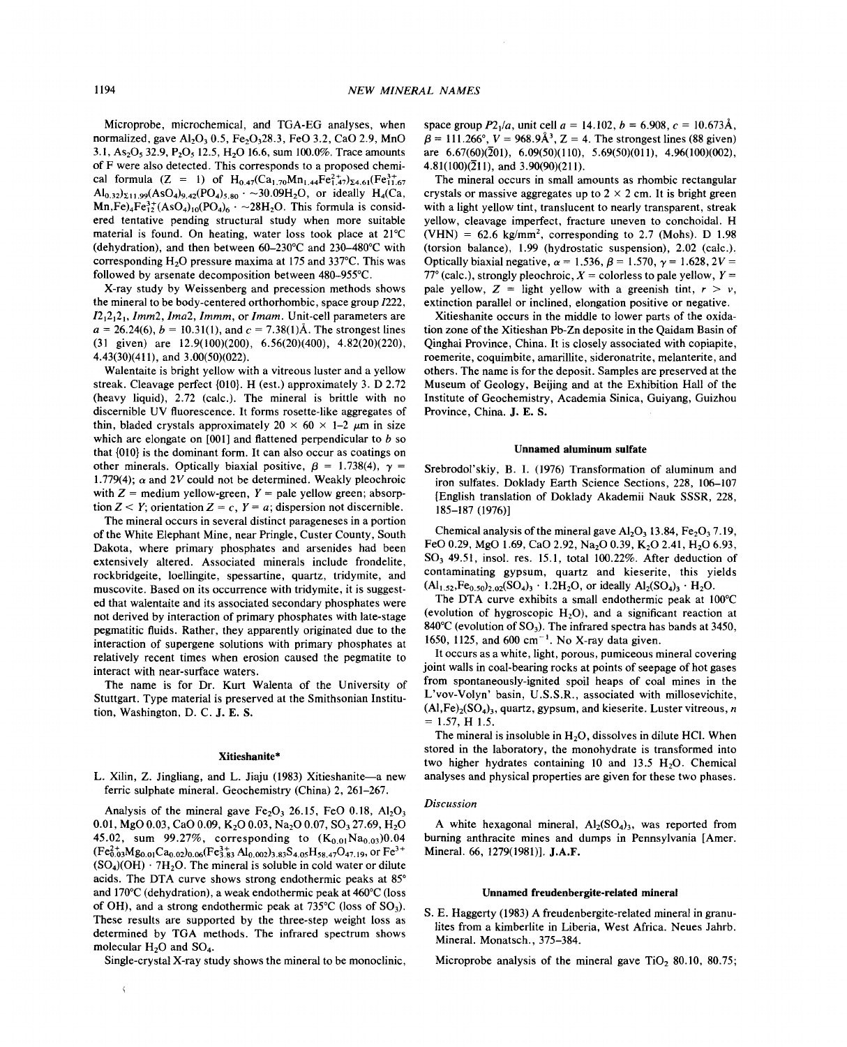Microprobe, microchemical, and TGA-EG analyses, when normalized, gave $Al_2O_3$ 0.5, $Fe_2O_3$28.3, FeO 3.2, CaO 2.9, MnO 3.1, $As_2O_5$ 32.9, $P_2O_5$ 12.5, $H_2O$ 16.6, sum 100.0%. Trace amounts of F were also detected. This corresponds to a proposed chemical formula (Z = 1) of $H_{0.47}(Ca_{1.70}Mn_{1.44}Fe^{2+}_{1.47})_{\Sigma 4.61}(Fe^{3+}_{11.67}Al_{0.32})_{\Sigma 11.99}(AsO_4)_{9.42}(PO_4)_{5.80} \cdot \sim 30.09H_2O$, or ideally $H_4(Ca,Mn,Fe)_4Fe^{3+}_{12}(AsO_4)_{10}(PO_4)_6 \cdot \sim 28H_2O$. This formula is considered tentative pending structural study when more suitable material is found. On heating, water loss took place at 21°C (dehydration), and then between 60–230°C and 230–480°C with corresponding $H_2O$ pressure maxima at 175 and 337°C. This was followed by arsenate decomposition between 480–955°C.

X-ray study by Weissenberg and precession methods shows the mineral to be body-centered orthorhombic, space group *I*222, $I2_12_12_1$, *Imm*2, *Ima*2, *Immm*, or *Imam*. Unit-cell parameters are *a* = 26.24(6), *b* = 10.31(1), and *c* = 7.38(1)Å. The strongest lines (31 given) are 12.9(100)(200), 6.56(20)(400), 4.82(20)(220), 4.43(30)(411), and 3.00(50)(022).

Walentaite is bright yellow with a vitreous luster and a yellow streak. Cleavage perfect {010}. H (est.) approximately 3. D 2.72 (heavy liquid), 2.72 (calc.). The mineral is brittle with no discernible UV fluorescence. It forms rosette-like aggregates of thin, bladed crystals approximately 20 × 60 × 1–2 μm in size which are elongate on [001] and flattened perpendicular to *b* so that {010} is the dominant form. It can also occur as coatings on other minerals. Optically biaxial positive, β = 1.738(4), γ = 1.779(4); α and 2*V* could not be determined. Weakly pleochroic with *Z* = medium yellow-green, *Y* = pale yellow green; absorption *Z* < *Y*; orientation *Z* = *c*, *Y* = *a*; dispersion not discernible.

The mineral occurs in several distinct parageneses in a portion of the White Elephant Mine, near Pringle, Custer County, South Dakota, where primary phosphates and arsenides had been extensively altered. Associated minerals include frondelite, rockbridgeite, loellingite, spessartine, quartz, tridymite, and muscovite. Based on its occurrence with tridymite, it is suggested that walentaite and its associated secondary phosphates were not derived by interaction of primary phosphates with late-stage pegmatitic fluids. Rather, they apparently originated due to the interaction of supergene solutions with primary phosphates at relatively recent times when erosion caused the pegmatite to interact with near-surface waters.

The name is for Dr. Kurt Walenta of the University of Stuttgart. Type material is preserved at the Smithsonian Institution, Washington, D. C. **J. E. S.**

### Xitieshanite*

L. Xilin, Z. Jingliang, and L. Jiaju (1983) Xitieshanite—a new ferric sulphate mineral. Geochemistry (China) 2, 261–267.

Analysis of the mineral gave $Fe_2O_3$ 26.15, FeO 0.18, $Al_2O_3$ 0.01, MgO 0.03, CaO 0.09, $K_2O$ 0.03, $Na_2O$ 0.07, $SO_3$ 27.69, $H_2O$ 45.02, sum 99.27%, corresponding to $(K_{0.01}Na_{0.03})0.04(Fe^{2+}_{0.03}Mg_{0.01}Ca_{0.02})_{0.06}(Fe^{3+}_{3.83}Al_{0.002})_{3.83}S_{4.05}H_{58.47}O_{47.19}$, or $Fe^{3+}(SO_4)(OH) \cdot 7H_2O$. The mineral is soluble in cold water or dilute acids. The DTA curve shows strong endothermic peaks at 85° and 170°C (dehydration), a weak endothermic peak at 460°C (loss of OH), and a strong endothermic peak at 735°C (loss of $SO_3$). These results are supported by the three-step weight loss as determined by TGA methods. The infrared spectrum shows molecular $H_2O$ and $SO_4$.

Single-crystal X-ray study shows the mineral to be monoclinic, space group $P2_1/a$, unit cell *a* = 14.102, *b* = 6.908, *c* = 10.673Å, β = 111.266°, *V* = 968.9Å³, Z = 4. The strongest lines (88 given) are 6.67(60)($\bar{2}$01), 6.09(50)(110), 5.69(50)(011), 4.96(100)(002), 4.81(100)($\bar{2}$11), and 3.90(90)(211).

The mineral occurs in small amounts as rhombic rectangular crystals or massive aggregates up to 2 × 2 cm. It is bright green with a light yellow tint, translucent to nearly transparent, streak yellow, cleavage imperfect, fracture uneven to conchoidal. H (VHN) = 62.6 kg/mm², corresponding to 2.7 (Mohs). D 1.98 (torsion balance), 1.99 (hydrostatic suspension), 2.02 (calc.). Optically biaxial negative, α = 1.536, β = 1.570, γ = 1.628, 2*V* = 77° (calc.), strongly pleochroic, *X* = colorless to pale yellow, *Y* = pale yellow, *Z* = light yellow with a greenish tint, *r* > *v*, extinction parallel or inclined, elongation positive or negative.

Xitieshanite occurs in the middle to lower parts of the oxidation zone of the Xitieshan Pb-Zn deposit in the Qaidam Basin of Qinghai Province, China. It is closely associated with copiapite, roemerite, coquimbite, amarillite, sideronatrite, melanterite, and others. The name is for the deposit. Samples are preserved at the Museum of Geology, Beijing and at the Exhibition Hall of the Institute of Geochemistry, Academia Sinica, Guiyang, Guizhou Province, China. **J. E. S.**

### Unnamed aluminum sulfate

Srebrodol'skiy, B. I. (1976) Transformation of aluminum and iron sulfates. Doklady Earth Science Sections, 228, 106–107 [English translation of Doklady Akademii Nauk SSSR, 228, 185–187 (1976)]

Chemical analysis of the mineral gave $Al_2O_3$ 13.84, $Fe_2O_3$ 7.19, FeO 0.29, MgO 1.69, CaO 2.92, $Na_2O$ 0.39, $K_2O$ 2.41, $H_2O$ 6.93, $SO_3$ 49.51, insol. res. 15.1, total 100.22%. After deduction of contaminating gypsum, quartz and kieserite, this yields $(Al_{1.52},Fe_{0.50})_{2.02}(SO_4)_3 \cdot 1.2H_2O$, or ideally $Al_2(SO_4)_3 \cdot H_2O$.

The DTA curve exhibits a small endothermic peak at 100°C (evolution of hygroscopic $H_2O$), and a significant reaction at 840°C (evolution of $SO_3$). The infrared spectra has bands at 3450, 1650, 1125, and 600 cm⁻¹. No X-ray data given.

It occurs as a white, light, porous, pumiceous mineral covering joint walls in coal-bearing rocks at points of seepage of hot gases from spontaneously-ignited spoil heaps of coal mines in the L'vov-Volyn' basin, U.S.S.R., associated with millosevichite, $(Al,Fe)_2(SO_4)_3$, quartz, gypsum, and kieserite. Luster vitreous, *n* = 1.57, H 1.5.

The mineral is insoluble in $H_2O$, dissolves in dilute HCl. When stored in the laboratory, the monohydrate is transformed into two higher hydrates containing 10 and 13.5 $H_2O$. Chemical analyses and physical properties are given for these two phases.

#### Discussion

A white hexagonal mineral, $Al_2(SO_4)_3$, was reported from burning anthracite mines and dumps in Pennsylvania [Amer. Mineral. 66, 1279(1981)]. **J.A.F.**

### Unnamed freudenbergite-related mineral

S. E. Haggerty (1983) A freudenbergite-related mineral in granulites from a kimberlite in Liberia, West Africa. Neues Jahrb. Mineral. Monatsch., 375–384.

Microprobe analysis of the mineral gave $TiO_2$ 80.10, 80.75;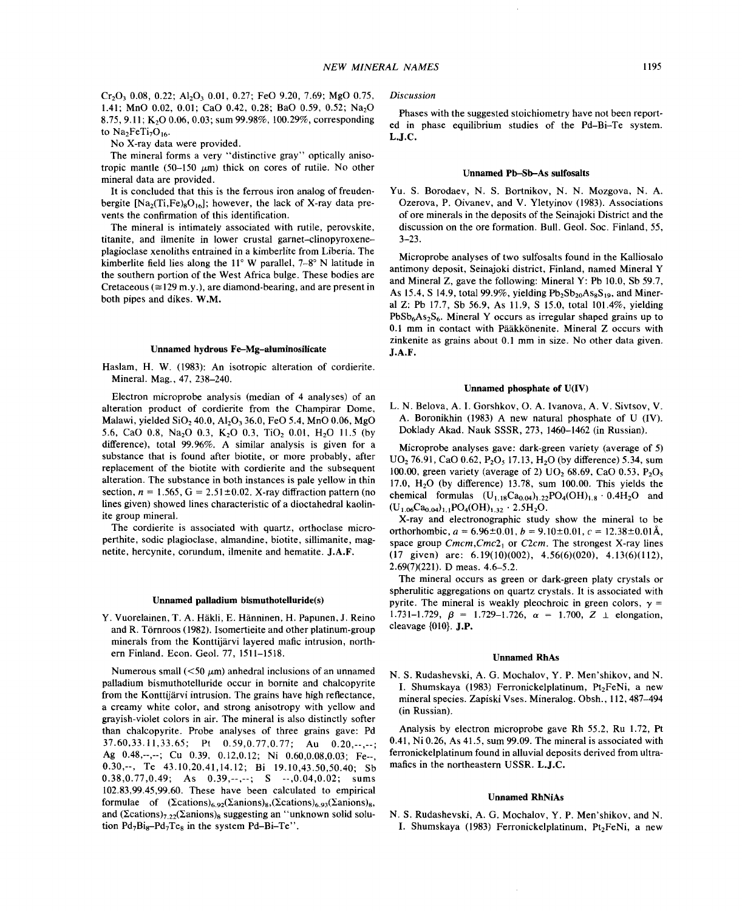$Cr_2O_3$ 0.08, 0.22; $Al_2O_3$ 0.01, 0.27; FeO 9.20, 7.69; MgO 0.75, 1.41; MnO 0.02, 0.01; CaO 0.42, 0.28; BaO 0.59, 0.52; $Na_2O$ 8.75, 9.11; $K_2O$ 0.06, 0.03; sum 99.98%, 100.29%, corresponding to $Na_2FeTi_7O_{16}$.

No X-ray data were provided.

The mineral forms a very "distinctive gray" optically anisotropic mantle (50–150 μm) thick on cores of rutile. No other mineral data are provided.

It is concluded that this is the ferrous iron analog of freudenbergite [$Na_2(Ti,Fe)_8O_{16}$]; however, the lack of X-ray data prevents the confirmation of this identification.

The mineral is intimately associated with rutile, perovskite, titanite, and ilmenite in lower crustal garnet–clinopyroxene–plagioclase xenoliths entrained in a kimberlite from Liberia. The kimberlite field lies along the 11° W parallel, 7–8° N latitude in the southern portion of the West Africa bulge. These bodies are Cretaceous (≅129 m.y.), are diamond-bearing, and are present in both pipes and dikes. **W.M.**

### Unnamed hydrous Fe–Mg–aluminosilicate

Haslam, H. W. (1983): An isotropic alteration of cordierite. Mineral. Mag., 47, 238–240.

Electron microprobe analysis (median of 4 analyses) of an alteration product of cordierite from the Champirar Dome, Malawi, yielded $SiO_2$ 40.0, $Al_2O_3$ 36.0, FeO 5.4, MnO 0.06, MgO 5.6, CaO 0.8, $Na_2O$ 0.3, $K_2O$ 0.3, $TiO_2$ 0.01, $H_2O$ 11.5 (by difference), total 99.96%. A similar analysis is given for a substance that is found after biotite, or more probably, after replacement of the biotite with cordierite and the subsequent alteration. The substance in both instances is pale yellow in thin section, $n$ = 1.565, G = 2.51±0.02. X-ray diffraction pattern (no lines given) showed lines characteristic of a dioctahedral kaolinite group mineral.

The cordierite is associated with quartz, orthoclase microperthite, sodic plagioclase, almandine, biotite, sillimanite, magnetite, hercynite, corundum, ilmenite and hematite. **J.A.F.**

### Unnamed palladium bismuthotelluride(s)

Y. Vuorelainen, T. A. Häkli, E. Hänninen, H. Papunen, J. Reino and R. Törnroos (1982). Isomertieite and other platinum-group minerals from the Konttijärvi layered mafic intrusion, northern Finland. Econ. Geol. 77, 1511–1518.

Numerous small (<50 μm) anhedral inclusions of an unnamed palladium bismuthotelluride occur in bornite and chalcopyrite from the Konttijärvi intrusion. The grains have high reflectance, a creamy white color, and strong anisotropy with yellow and grayish-violet colors in air. The mineral is also distinctly softer than chalcopyrite. Probe analyses of three grains gave: Pd 37.60,33.11,33.65; Pt 0.59,0.77,0.77; Au 0.20,--,--; Ag 0.48,--,--; Cu 0.39, 0.12,0.12; Ni 0.60,0.08,0.03; Fe--, 0.30,--, Te 43.10,20.41,14.12; Bi 19.10,43.50,50.40; Sb 0.38,0.77,0.49; As 0.39,--,--; S --,0.04,0.02; sums 102.83,99.45,99.60. These have been calculated to empirical formulae of $(\Sigma cations)_{6.92}(\Sigma anions)_8$, $(\Sigma cations)_{6.93}(\Sigma anions)_8$, and $(\Sigma cations)_{7.22}(\Sigma anions)_8$ suggesting an "unknown solid solution $Pd_7Bi_8$–$Pd_7Te_8$ in the system Pd–Bi–Te".

*Discussion*

Phases with the suggested stoichiometry have not been reported in phase equilibrium studies of the Pd–Bi–Te system. **L.J.C.**

### Unnamed Pb–Sb–As sulfosalts

Yu. S. Borodaev, N. S. Bortnikov, N. N. Mozgova, N. A. Ozerova, P. Oivanev, and V. Yletyinov (1983). Associations of ore minerals in the deposits of the Seinajoki District and the discussion on the ore formation. Bull. Geol. Soc. Finland, 55, 3–23.

Microprobe analyses of two sulfosalts found in the Kalliosalo antimony deposit, Seinajoki district, Finland, named Mineral Y and Mineral Z, gave the following: Mineral Y: Pb 10.0, Sb 59.7, As 15.4, S 14.9, total 99.9%, yielding $Pb_2Sb_{20}As_8S_{19}$, and Mineral Z: Pb 17.7, Sb 56.9, As 11.9, S 15.0, total 101.4%, yielding $PbSb_6As_2S_6$. Mineral Y occurs as irregular shaped grains up to 0.1 mm in contact with Pääkkönenite. Mineral Z occurs with zinkenite as grains about 0.1 mm in size. No other data given. **J.A.F.**

### Unnamed phosphate of U(IV)

L. N. Belova, A. I. Gorshkov, O. A. Ivanova, A. V. Sivtsov, V. A. Boronikhin (1983) A new natural phosphate of U (IV). Doklady Akad. Nauk SSSR, 273, 1460–1462 (in Russian).

Microprobe analyses gave: dark-green variety (average of 5) $UO_2$ 76.91, CaO 0.62, $P_2O_5$ 17.13, $H_2O$ (by difference) 5.34, sum 100.00, green variety (average of 2) $UO_2$ 68.69, CaO 0.53, $P_2O_5$ 17.0, $H_2O$ (by difference) 13.78, sum 100.00. This yields the chemical formulas $(U_{1.18}Ca_{0.04})_{1.22}PO_4(OH)_{1.8} \cdot 0.4H_2O$ and $(U_{1.06}Ca_{0.04})_{1.1}PO_4(OH)_{1.32} \cdot 2.5H_2O$.

X-ray and electronographic study show the mineral to be orthorhombic, $a$ = 6.96±0.01, $b$ = 9.10±0.01, $c$ = 12.38±0.01Å, space group $Cmcm$, $Cmc2_1$ or $C2cm$. The strongest X-ray lines (17 given) are: 6.19(10)(002), 4.56(6)(020), 4.13(6)(112), 2.69(7)(221). D meas. 4.6–5.2.

The mineral occurs as green or dark-green platy crystals or spherulitic aggregations on quartz crystals. It is associated with pyrite. The mineral is weakly pleochroic in green colors, $\gamma$ = 1.731–1.729, $\beta$ = 1.729–1.726, $\alpha$ = 1.700, $Z \perp$ elongation, cleavage {010}. **J.P.**

### Unnamed RhAs

N. S. Rudashevski, A. G. Mochalov, Y. P. Men'shikov, and N. I. Shumskaya (1983) Ferronickelplatinum, $Pt_2FeNi$, a new mineral species. Zapiski Vses. Mineralog. Obsh., 112, 487–494 (in Russian).

Analysis by electron microprobe gave Rh 55.2, Ru 1.72, Pt 0.41, Ni 0.26, As 41.5, sum 99.09. The mineral is associated with ferronickelplatinum found in alluvial deposits derived from ultramafics in the northeastern USSR. **L.J.C.**

### Unnamed RhNiAs

N. S. Rudashevski, A. G. Mochalov, Y. P. Men'shikov, and N. I. Shumskaya (1983) Ferronickelplatinum, $Pt_2FeNi$, a new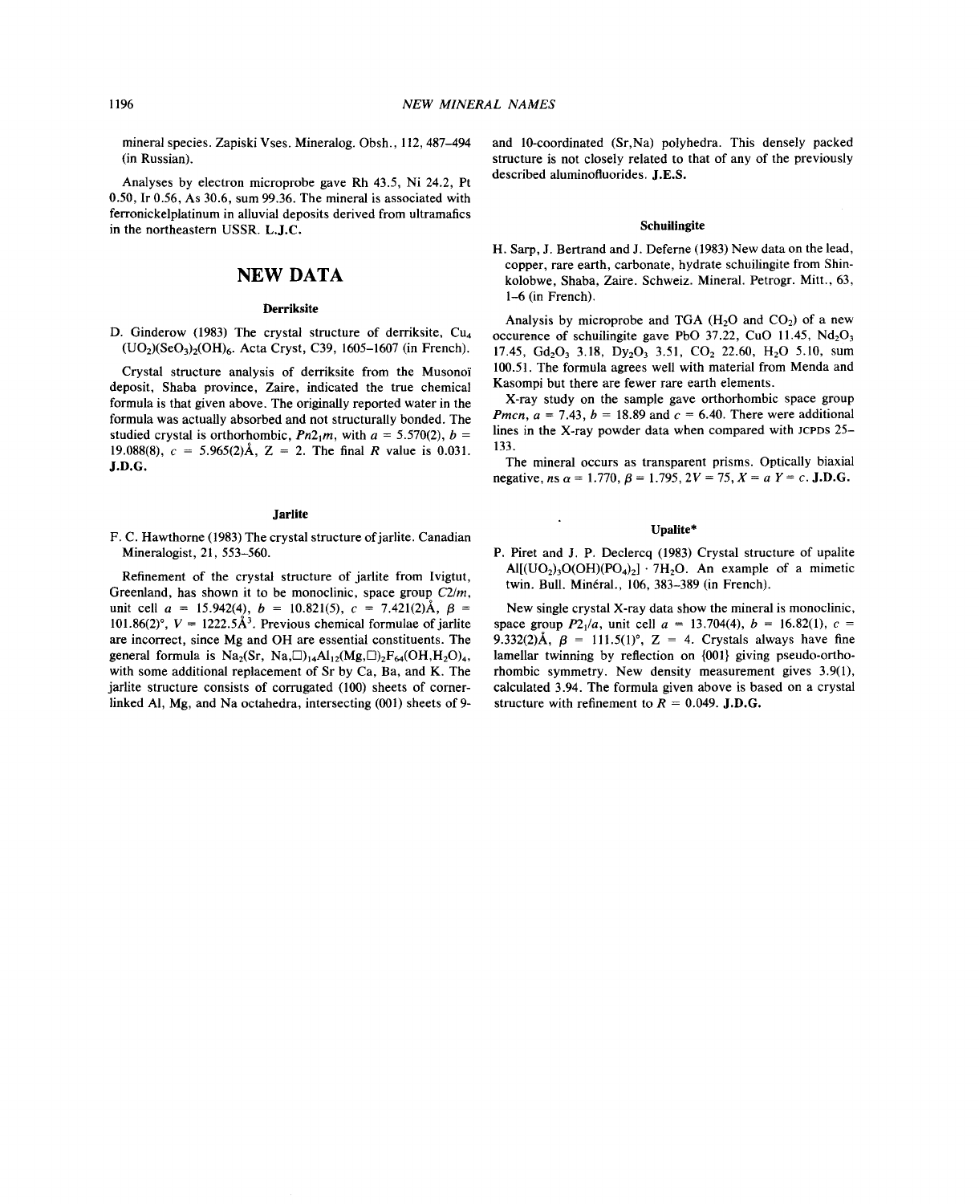mineral species. Zapiski Vses. Mineralog. Obsh., 112, 487–494 (in Russian).

Analyses by electron microprobe gave Rh 43.5, Ni 24.2, Pt 0.50, Ir 0.56, As 30.6, sum 99.36. The mineral is associated with ferronickelplatinum in alluvial deposits derived from ultramafics in the northeastern USSR. **L.J.C.**

## NEW DATA

### Derriksite

D. Ginderow (1983) The crystal structure of derriksite, $Cu_4(UO_2)(SeO_3)_2(OH)_6$. Acta Cryst, C39, 1605–1607 (in French).

Crystal structure analysis of derriksite from the Musonoï deposit, Shaba province, Zaire, indicated the true chemical formula is that given above. The originally reported water in the formula was actually absorbed and not structurally bonded. The studied crystal is orthorhombic, $Pn2_1m$, with $a$ = 5.570(2), $b$ = 19.088(8), $c$ = 5.965(2)Å, Z = 2. The final $R$ value is 0.031. **J.D.G.**

### Jarlite

F. C. Hawthorne (1983) The crystal structure of jarlite. Canadian Mineralogist, 21, 553–560.

Refinement of the crystal structure of jarlite from Ivigtut, Greenland, has shown it to be monoclinic, space group $C2/m$, unit cell $a$ = 15.942(4), $b$ = 10.821(5), $c$ = 7.421(2)Å, $\beta$ = 101.86(2)°, $V$ = 1222.5Å$^3$. Previous chemical formulae of jarlite are incorrect, since Mg and OH are essential constituents. The general formula is $Na_2(Sr, Na,\square)_{14}Al_{12}(Mg,\square)_2F_{64}(OH,H_2O)_4$, with some additional replacement of Sr by Ca, Ba, and K. The jarlite structure consists of corrugated (100) sheets of corner-linked Al, Mg, and Na octahedra, intersecting (001) sheets of 9- and 10-coordinated (Sr,Na) polyhedra. This densely packed structure is not closely related to that of any of the previously described aluminofluorides. **J.E.S.**

### Schuilingite

H. Sarp, J. Bertrand and J. Deferne (1983) New data on the lead, copper, rare earth, carbonate, hydrate schuilingite from Shinkolobwe, Shaba, Zaire. Schweiz. Mineral. Petrogr. Mitt., 63, 1–6 (in French).

Analysis by microprobe and TGA ($H_2O$ and $CO_2$) of a new occurence of schuilingite gave PbO 37.22, CuO 11.45, $Nd_2O_3$ 17.45, $Gd_2O_3$ 3.18, $Dy_2O_3$ 3.51, $CO_2$ 22.60, $H_2O$ 5.10, sum 100.51. The formula agrees well with material from Menda and Kasompi but there are fewer rare earth elements.

X-ray study on the sample gave orthorhombic space group $Pmcn$, $a$ = 7.43, $b$ = 18.89 and $c$ = 6.40. There were additional lines in the X-ray powder data when compared with JCPDS 25-133.

The mineral occurs as transparent prisms. Optically biaxial negative, $ns$ $\alpha$ = 1.770, $\beta$ = 1.795, $2V$ = 75, $X = a$ $Y = c$. **J.D.G.**

### Upalite*

P. Piret and J. P. Declercq (1983) Crystal structure of upalite $Al[(UO_2)_3O(OH)(PO_4)_2] \cdot 7H_2O$. An example of a mimetic twin. Bull. Minéral., 106, 383–389 (in French).

New single crystal X-ray data show the mineral is monoclinic, space group $P2_1/a$, unit cell $a$ = 13.704(4), $b$ = 16.82(1), $c$ = 9.332(2)Å, $\beta$ = 111.5(1)°, Z = 4. Crystals always have fine lamellar twinning by reflection on {001} giving pseudo-orthorhombic symmetry. New density measurement gives 3.9(1), calculated 3.94. The formula given above is based on a crystal structure with refinement to $R$ = 0.049. **J.D.G.**